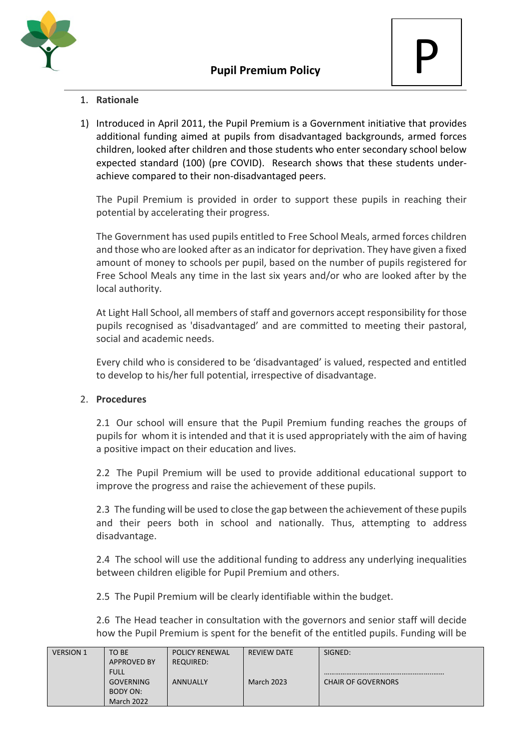# Pupil Premium Policy

P

1. **Rationale**

1) Introduced in April 2011, the Pupil Premium is a Government initiative that provides additional funding aimed at pupils from disadvantaged backgrounds, armed forces children, looked after children and those students who enter secondary school below expected standard (100) (pre COVID). Research shows that these students under-achieve compared to their non-disadvantaged peers.

   The Pupil Premium is provided in order to support these pupils in reaching their potential by accelerating their progress.

   The Government has used pupils entitled to Free School Meals, armed forces children and those who are looked after as an indicator for deprivation. They have given a fixed amount of money to schools per pupil, based on the number of pupils registered for Free School Meals any time in the last six years and/or who are looked after by the local authority.

   At Light Hall School, all members of staff and governors accept responsibility for those pupils recognised as 'disadvantaged' and are committed to meeting their pastoral, social and academic needs.

   Every child who is considered to be 'disadvantaged' is valued, respected and entitled to develop to his/her full potential, irrespective of disadvantage.

2. **Procedures**

   2.1 Our school will ensure that the Pupil Premium funding reaches the groups of pupils for whom it is intended and that it is used appropriately with the aim of having a positive impact on their education and lives.

   2.2 The Pupil Premium will be used to provide additional educational support to improve the progress and raise the achievement of these pupils.

   2.3 The funding will be used to close the gap between the achievement of these pupils and their peers both in school and nationally. Thus, attempting to address disadvantage.

   2.4 The school will use the additional funding to address any underlying inequalities between children eligible for Pupil Premium and others.

   2.5 The Pupil Premium will be clearly identifiable within the budget.

   2.6 The Head teacher in consultation with the governors and senior staff will decide how the Pupil Premium is spent for the benefit of the entitled pupils. Funding will be

| VERSION 1 | TO BE APPROVED BY FULL GOVERNING BODY ON: March 2022 | POLICY RENEWAL REQUIRED: ANNUALLY | REVIEW DATE March 2023 | SIGNED: ………………………………………………………… CHAIR OF GOVERNORS |
|---|---|---|---|---|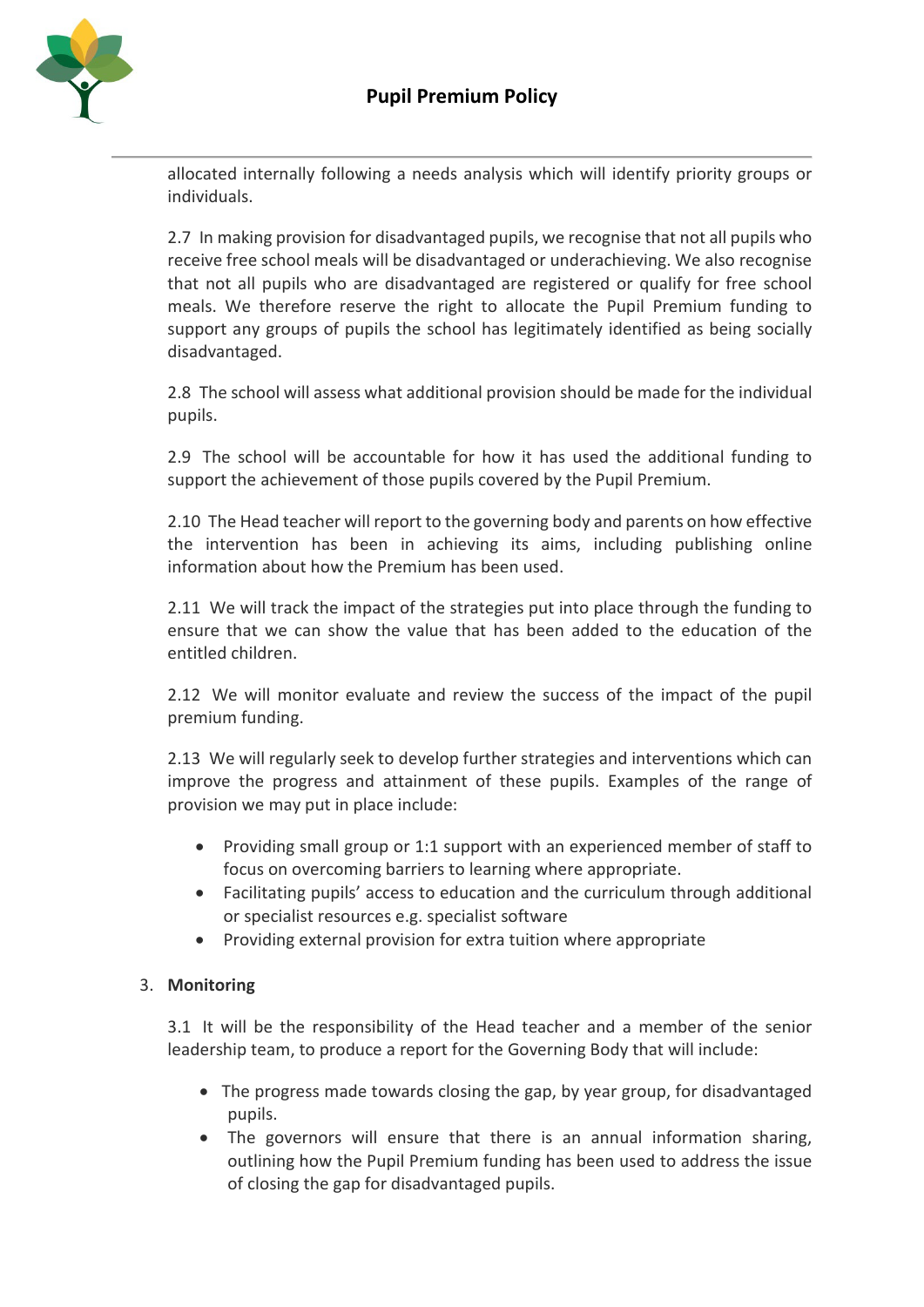allocated internally following a needs analysis which will identify priority groups or individuals.

2.7 In making provision for disadvantaged pupils, we recognise that not all pupils who receive free school meals will be disadvantaged or underachieving. We also recognise that not all pupils who are disadvantaged are registered or qualify for free school meals. We therefore reserve the right to allocate the Pupil Premium funding to support any groups of pupils the school has legitimately identified as being socially disadvantaged.

2.8 The school will assess what additional provision should be made for the individual pupils.

2.9 The school will be accountable for how it has used the additional funding to support the achievement of those pupils covered by the Pupil Premium.

2.10 The Head teacher will report to the governing body and parents on how effective the intervention has been in achieving its aims, including publishing online information about how the Premium has been used.

2.11 We will track the impact of the strategies put into place through the funding to ensure that we can show the value that has been added to the education of the entitled children.

2.12 We will monitor evaluate and review the success of the impact of the pupil premium funding.

2.13 We will regularly seek to develop further strategies and interventions which can improve the progress and attainment of these pupils. Examples of the range of provision we may put in place include:

- Providing small group or 1:1 support with an experienced member of staff to focus on overcoming barriers to learning where appropriate.
- Facilitating pupils' access to education and the curriculum through additional or specialist resources e.g. specialist software
- Providing external provision for extra tuition where appropriate

3. **Monitoring**

3.1 It will be the responsibility of the Head teacher and a member of the senior leadership team, to produce a report for the Governing Body that will include:

- The progress made towards closing the gap, by year group, for disadvantaged pupils.
- The governors will ensure that there is an annual information sharing, outlining how the Pupil Premium funding has been used to address the issue of closing the gap for disadvantaged pupils.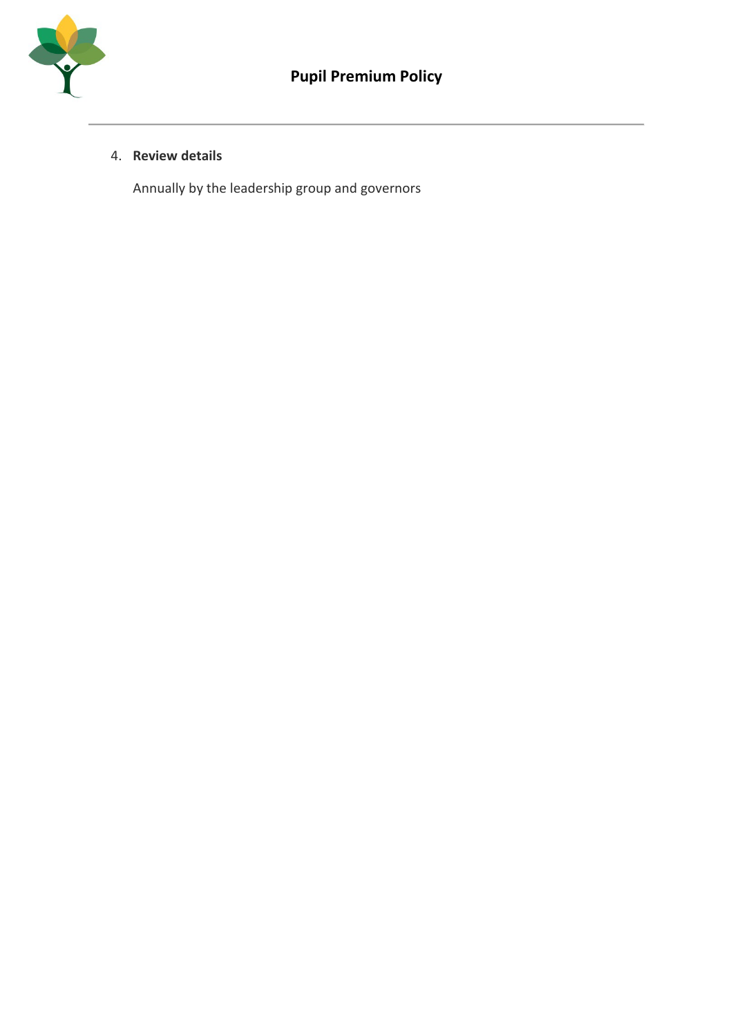4. **Review details**

   Annually by the leadership group and governors